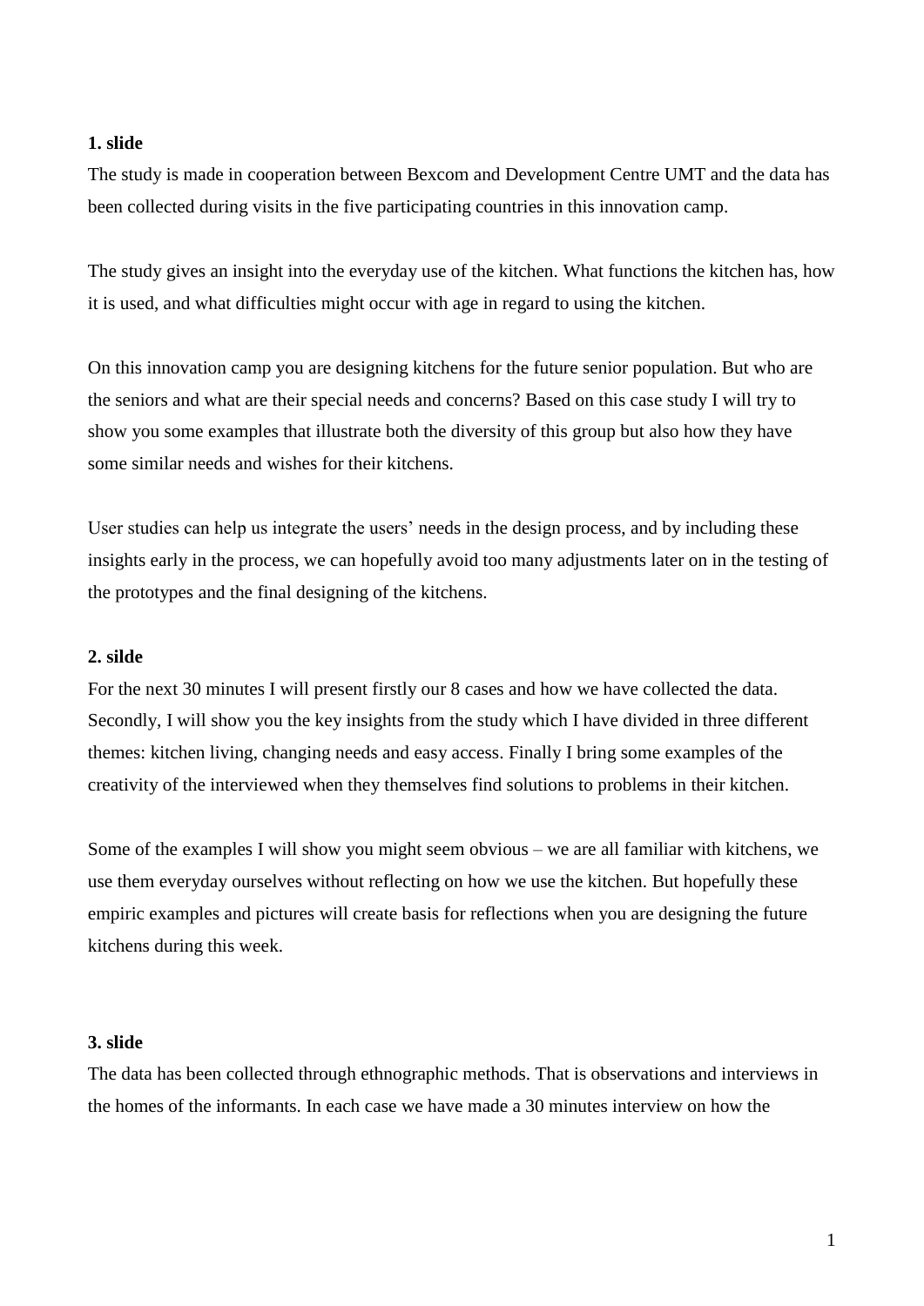**1. slide**

The study is made in cooperation between Bexcom and Development Centre UMT and the data has been collected during visits in the five participating countries in this innovation camp.

The study gives an insight into the everyday use of the kitchen. What functions the kitchen has, how it is used, and what difficulties might occur with age in regard to using the kitchen.

On this innovation camp you are designing kitchens for the future senior population. But who are the seniors and what are their special needs and concerns? Based on this case study I will try to show you some examples that illustrate both the diversity of this group but also how they have some similar needs and wishes for their kitchens.

User studies can help us integrate the users' needs in the design process, and by including these insights early in the process, we can hopefully avoid too many adjustments later on in the testing of the prototypes and the final designing of the kitchens.

**2. silde**

For the next 30 minutes I will present firstly our 8 cases and how we have collected the data. Secondly, I will show you the key insights from the study which I have divided in three different themes: kitchen living, changing needs and easy access. Finally I bring some examples of the creativity of the interviewed when they themselves find solutions to problems in their kitchen.

Some of the examples I will show you might seem obvious – we are all familiar with kitchens, we use them everyday ourselves without reflecting on how we use the kitchen. But hopefully these empiric examples and pictures will create basis for reflections when you are designing the future kitchens during this week.

**3. slide**

The data has been collected through ethnographic methods. That is observations and interviews in the homes of the informants. In each case we have made a 30 minutes interview on how the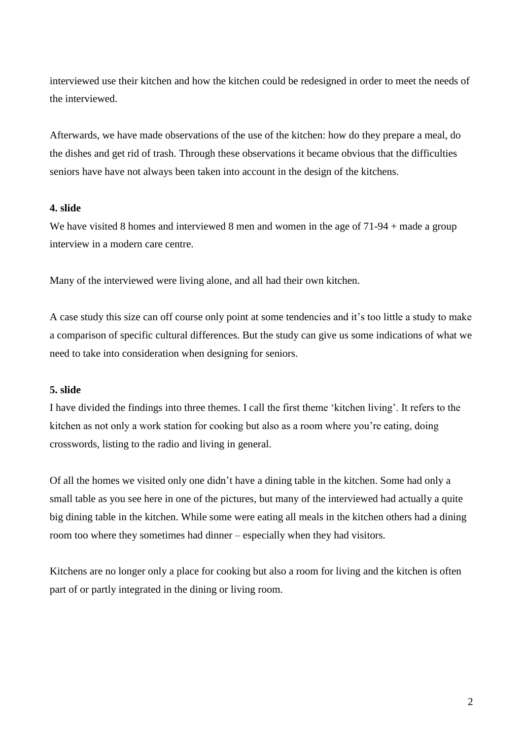interviewed use their kitchen and how the kitchen could be redesigned in order to meet the needs of the interviewed.

Afterwards, we have made observations of the use of the kitchen: how do they prepare a meal, do the dishes and get rid of trash. Through these observations it became obvious that the difficulties seniors have have not always been taken into account in the design of the kitchens.

**4. slide**

We have visited 8 homes and interviewed 8 men and women in the age of 71-94 + made a group interview in a modern care centre.

Many of the interviewed were living alone, and all had their own kitchen.

A case study this size can off course only point at some tendencies and it's too little a study to make a comparison of specific cultural differences. But the study can give us some indications of what we need to take into consideration when designing for seniors.

**5. slide**

I have divided the findings into three themes. I call the first theme 'kitchen living'. It refers to the kitchen as not only a work station for cooking but also as a room where you're eating, doing crosswords, listing to the radio and living in general.

Of all the homes we visited only one didn't have a dining table in the kitchen. Some had only a small table as you see here in one of the pictures, but many of the interviewed had actually a quite big dining table in the kitchen. While some were eating all meals in the kitchen others had a dining room too where they sometimes had dinner – especially when they had visitors.

Kitchens are no longer only a place for cooking but also a room for living and the kitchen is often part of or partly integrated in the dining or living room.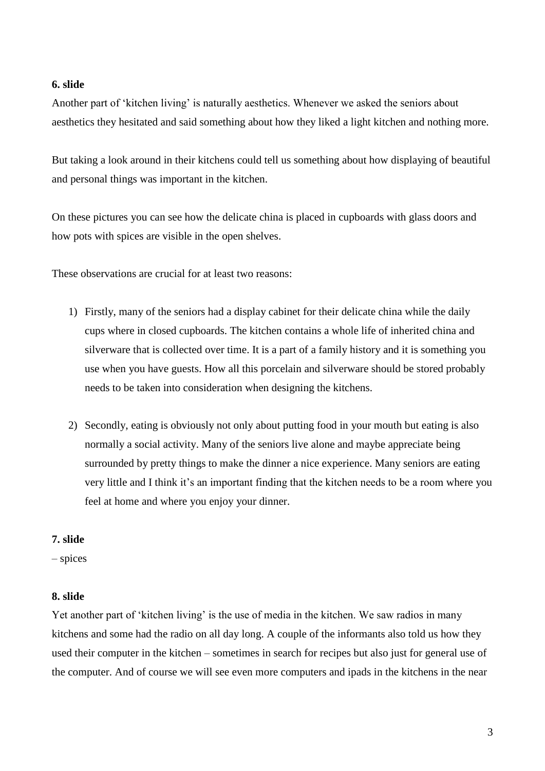**6. slide**

Another part of 'kitchen living' is naturally aesthetics. Whenever we asked the seniors about aesthetics they hesitated and said something about how they liked a light kitchen and nothing more.

But taking a look around in their kitchens could tell us something about how displaying of beautiful and personal things was important in the kitchen.

On these pictures you can see how the delicate china is placed in cupboards with glass doors and how pots with spices are visible in the open shelves.

These observations are crucial for at least two reasons:

1) Firstly, many of the seniors had a display cabinet for their delicate china while the daily cups where in closed cupboards. The kitchen contains a whole life of inherited china and silverware that is collected over time. It is a part of a family history and it is something you use when you have guests. How all this porcelain and silverware should be stored probably needs to be taken into consideration when designing the kitchens.

2) Secondly, eating is obviously not only about putting food in your mouth but eating is also normally a social activity. Many of the seniors live alone and maybe appreciate being surrounded by pretty things to make the dinner a nice experience. Many seniors are eating very little and I think it's an important finding that the kitchen needs to be a room where you feel at home and where you enjoy your dinner.

**7. slide**

– spices

**8. slide**

Yet another part of 'kitchen living' is the use of media in the kitchen. We saw radios in many kitchens and some had the radio on all day long. A couple of the informants also told us how they used their computer in the kitchen – sometimes in search for recipes but also just for general use of the computer. And of course we will see even more computers and ipads in the kitchens in the near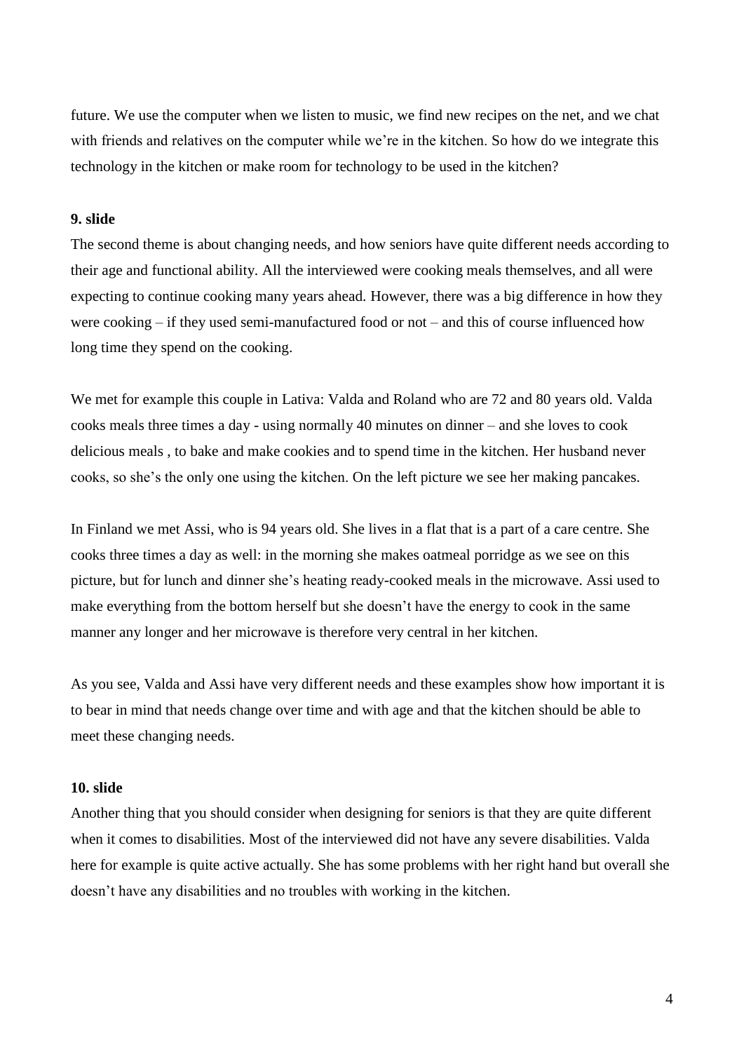future. We use the computer when we listen to music, we find new recipes on the net, and we chat with friends and relatives on the computer while we're in the kitchen. So how do we integrate this technology in the kitchen or make room for technology to be used in the kitchen?

**9. slide**

The second theme is about changing needs, and how seniors have quite different needs according to their age and functional ability. All the interviewed were cooking meals themselves, and all were expecting to continue cooking many years ahead. However, there was a big difference in how they were cooking – if they used semi-manufactured food or not – and this of course influenced how long time they spend on the cooking.

We met for example this couple in Lativa: Valda and Roland who are 72 and 80 years old. Valda cooks meals three times a day - using normally 40 minutes on dinner – and she loves to cook delicious meals , to bake and make cookies and to spend time in the kitchen. Her husband never cooks, so she's the only one using the kitchen. On the left picture we see her making pancakes.

In Finland we met Assi, who is 94 years old. She lives in a flat that is a part of a care centre. She cooks three times a day as well: in the morning she makes oatmeal porridge as we see on this picture, but for lunch and dinner she's heating ready-cooked meals in the microwave. Assi used to make everything from the bottom herself but she doesn't have the energy to cook in the same manner any longer and her microwave is therefore very central in her kitchen.

As you see, Valda and Assi have very different needs and these examples show how important it is to bear in mind that needs change over time and with age and that the kitchen should be able to meet these changing needs.

**10. slide**

Another thing that you should consider when designing for seniors is that they are quite different when it comes to disabilities. Most of the interviewed did not have any severe disabilities. Valda here for example is quite active actually. She has some problems with her right hand but overall she doesn't have any disabilities and no troubles with working in the kitchen.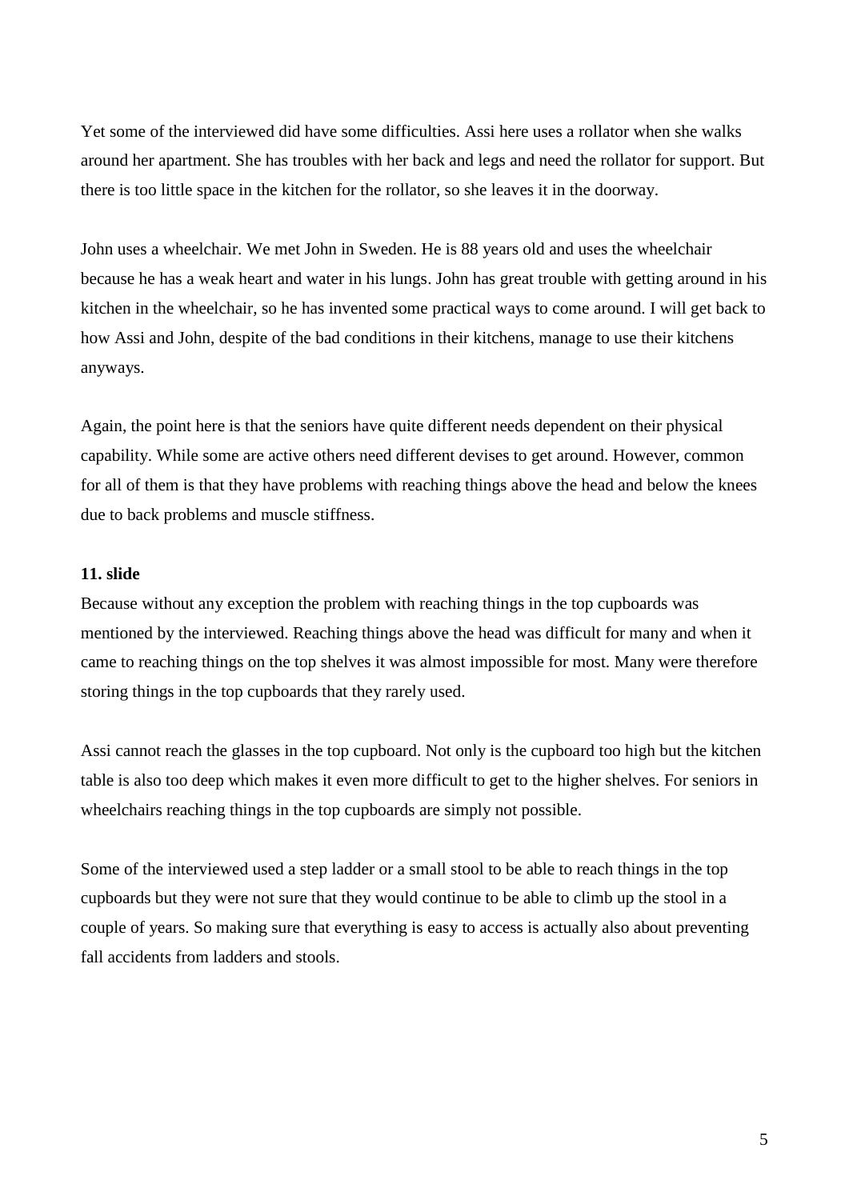Yet some of the interviewed did have some difficulties. Assi here uses a rollator when she walks around her apartment. She has troubles with her back and legs and need the rollator for support. But there is too little space in the kitchen for the rollator, so she leaves it in the doorway.

John uses a wheelchair. We met John in Sweden. He is 88 years old and uses the wheelchair because he has a weak heart and water in his lungs. John has great trouble with getting around in his kitchen in the wheelchair, so he has invented some practical ways to come around. I will get back to how Assi and John, despite of the bad conditions in their kitchens, manage to use their kitchens anyways.

Again, the point here is that the seniors have quite different needs dependent on their physical capability. While some are active others need different devises to get around. However, common for all of them is that they have problems with reaching things above the head and below the knees due to back problems and muscle stiffness.

**11. slide**

Because without any exception the problem with reaching things in the top cupboards was mentioned by the interviewed. Reaching things above the head was difficult for many and when it came to reaching things on the top shelves it was almost impossible for most. Many were therefore storing things in the top cupboards that they rarely used.

Assi cannot reach the glasses in the top cupboard. Not only is the cupboard too high but the kitchen table is also too deep which makes it even more difficult to get to the higher shelves. For seniors in wheelchairs reaching things in the top cupboards are simply not possible.

Some of the interviewed used a step ladder or a small stool to be able to reach things in the top cupboards but they were not sure that they would continue to be able to climb up the stool in a couple of years. So making sure that everything is easy to access is actually also about preventing fall accidents from ladders and stools.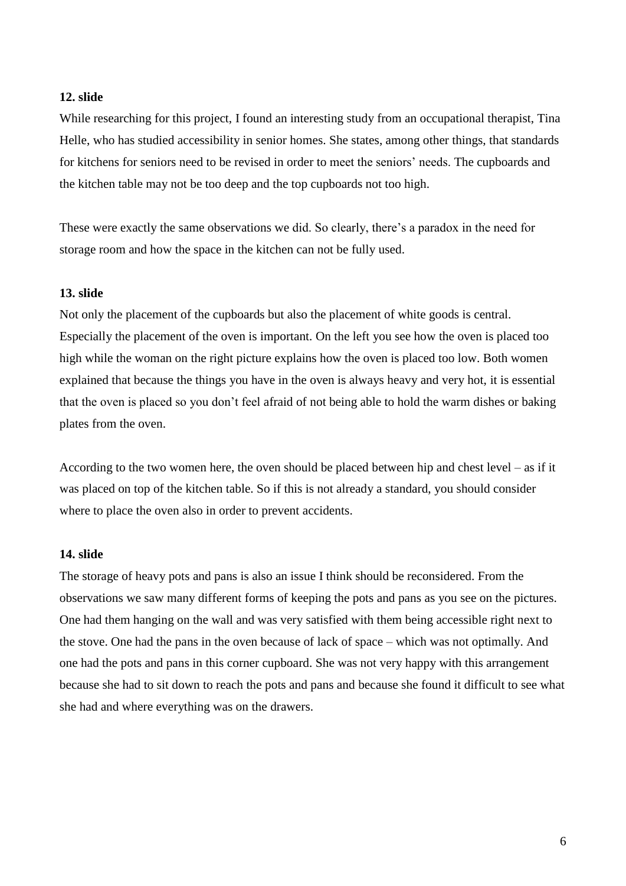**12. slide**

While researching for this project, I found an interesting study from an occupational therapist, Tina Helle, who has studied accessibility in senior homes. She states, among other things, that standards for kitchens for seniors need to be revised in order to meet the seniors' needs. The cupboards and the kitchen table may not be too deep and the top cupboards not too high.

These were exactly the same observations we did. So clearly, there's a paradox in the need for storage room and how the space in the kitchen can not be fully used.

**13. slide**

Not only the placement of the cupboards but also the placement of white goods is central. Especially the placement of the oven is important. On the left you see how the oven is placed too high while the woman on the right picture explains how the oven is placed too low. Both women explained that because the things you have in the oven is always heavy and very hot, it is essential that the oven is placed so you don't feel afraid of not being able to hold the warm dishes or baking plates from the oven.

According to the two women here, the oven should be placed between hip and chest level – as if it was placed on top of the kitchen table. So if this is not already a standard, you should consider where to place the oven also in order to prevent accidents.

**14. slide**

The storage of heavy pots and pans is also an issue I think should be reconsidered. From the observations we saw many different forms of keeping the pots and pans as you see on the pictures. One had them hanging on the wall and was very satisfied with them being accessible right next to the stove. One had the pans in the oven because of lack of space – which was not optimally. And one had the pots and pans in this corner cupboard. She was not very happy with this arrangement because she had to sit down to reach the pots and pans and because she found it difficult to see what she had and where everything was on the drawers.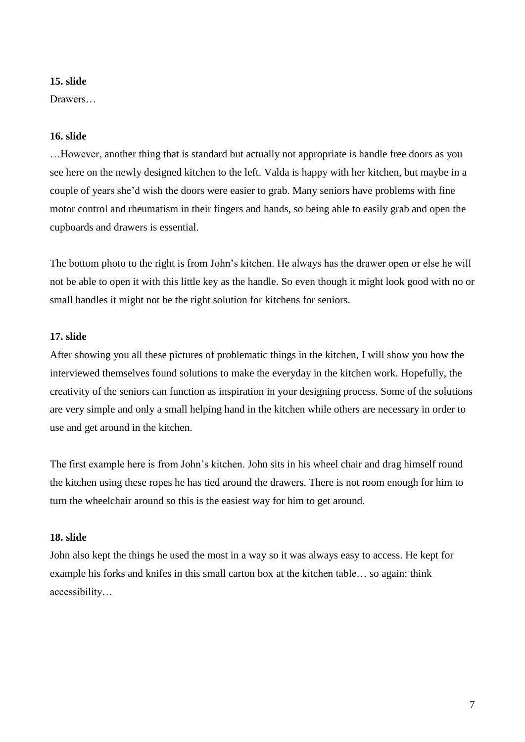**15. slide**

Drawers…

**16. slide**

…However, another thing that is standard but actually not appropriate is handle free doors as you see here on the newly designed kitchen to the left. Valda is happy with her kitchen, but maybe in a couple of years she'd wish the doors were easier to grab. Many seniors have problems with fine motor control and rheumatism in their fingers and hands, so being able to easily grab and open the cupboards and drawers is essential.

The bottom photo to the right is from John's kitchen. He always has the drawer open or else he will not be able to open it with this little key as the handle. So even though it might look good with no or small handles it might not be the right solution for kitchens for seniors.

**17. slide**

After showing you all these pictures of problematic things in the kitchen, I will show you how the interviewed themselves found solutions to make the everyday in the kitchen work. Hopefully, the creativity of the seniors can function as inspiration in your designing process. Some of the solutions are very simple and only a small helping hand in the kitchen while others are necessary in order to use and get around in the kitchen.

The first example here is from John's kitchen. John sits in his wheel chair and drag himself round the kitchen using these ropes he has tied around the drawers. There is not room enough for him to turn the wheelchair around so this is the easiest way for him to get around.

**18. slide**

John also kept the things he used the most in a way so it was always easy to access. He kept for example his forks and knifes in this small carton box at the kitchen table… so again: think accessibility…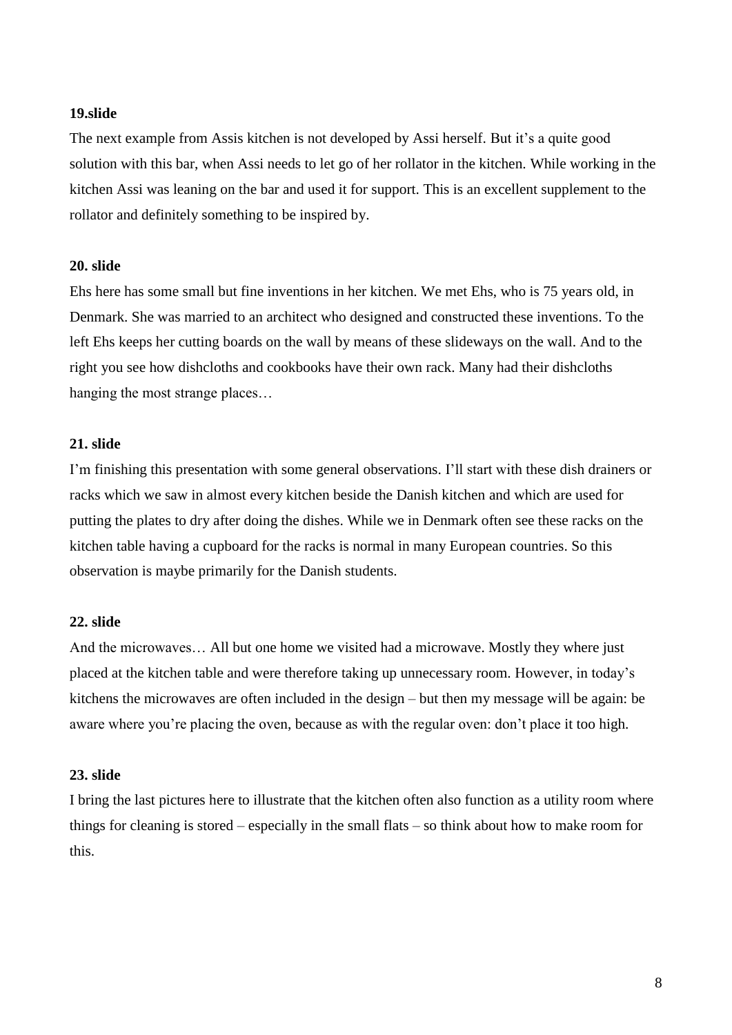**19.slide**

The next example from Assis kitchen is not developed by Assi herself. But it's a quite good solution with this bar, when Assi needs to let go of her rollator in the kitchen. While working in the kitchen Assi was leaning on the bar and used it for support. This is an excellent supplement to the rollator and definitely something to be inspired by.

**20. slide**

Ehs here has some small but fine inventions in her kitchen. We met Ehs, who is 75 years old, in Denmark. She was married to an architect who designed and constructed these inventions. To the left Ehs keeps her cutting boards on the wall by means of these slideways on the wall. And to the right you see how dishcloths and cookbooks have their own rack. Many had their dishcloths hanging the most strange places…

**21. slide**

I'm finishing this presentation with some general observations. I'll start with these dish drainers or racks which we saw in almost every kitchen beside the Danish kitchen and which are used for putting the plates to dry after doing the dishes. While we in Denmark often see these racks on the kitchen table having a cupboard for the racks is normal in many European countries. So this observation is maybe primarily for the Danish students.

**22. slide**

And the microwaves… All but one home we visited had a microwave. Mostly they where just placed at the kitchen table and were therefore taking up unnecessary room. However, in today's kitchens the microwaves are often included in the design – but then my message will be again: be aware where you're placing the oven, because as with the regular oven: don't place it too high.

**23. slide**

I bring the last pictures here to illustrate that the kitchen often also function as a utility room where things for cleaning is stored – especially in the small flats – so think about how to make room for this.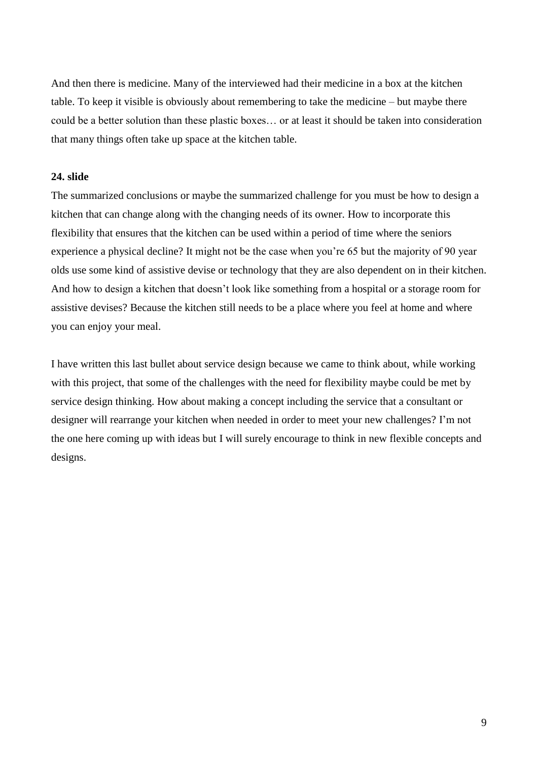And then there is medicine. Many of the interviewed had their medicine in a box at the kitchen table. To keep it visible is obviously about remembering to take the medicine – but maybe there could be a better solution than these plastic boxes… or at least it should be taken into consideration that many things often take up space at the kitchen table.

**24. slide**

The summarized conclusions or maybe the summarized challenge for you must be how to design a kitchen that can change along with the changing needs of its owner. How to incorporate this flexibility that ensures that the kitchen can be used within a period of time where the seniors experience a physical decline? It might not be the case when you're 65 but the majority of 90 year olds use some kind of assistive devise or technology that they are also dependent on in their kitchen. And how to design a kitchen that doesn't look like something from a hospital or a storage room for assistive devises? Because the kitchen still needs to be a place where you feel at home and where you can enjoy your meal.

I have written this last bullet about service design because we came to think about, while working with this project, that some of the challenges with the need for flexibility maybe could be met by service design thinking. How about making a concept including the service that a consultant or designer will rearrange your kitchen when needed in order to meet your new challenges? I'm not the one here coming up with ideas but I will surely encourage to think in new flexible concepts and designs.